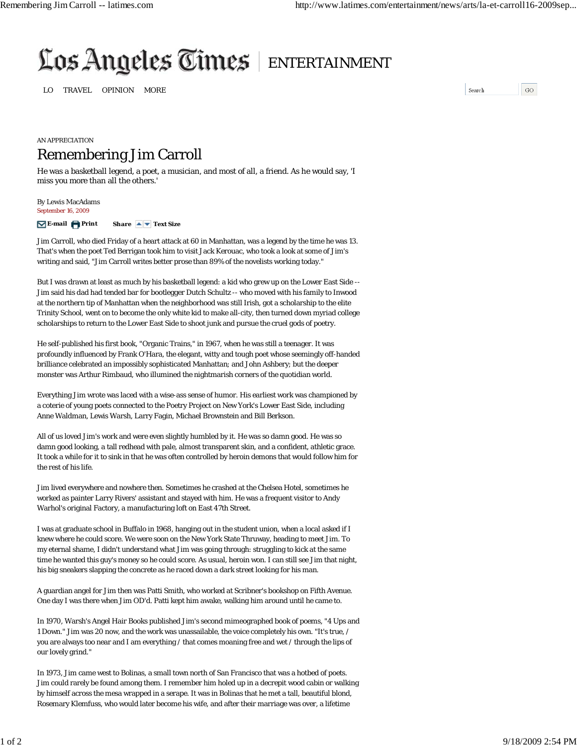AN APPRECIATION

# Remembering Jim Carroll

He was a basketball legend, a poet, a musician, and most of all, a friend. As he would say, 'I miss you more than all the others.'

By Lewis MacAdams
September 16, 2009

Jim Carroll, who died Friday of a heart attack at 60 in Manhattan, was a legend by the time he was 13. That's when the poet Ted Berrigan took him to visit Jack Kerouac, who took a look at some of Jim's writing and said, "Jim Carroll writes better prose than 89% of the novelists working today."

But I was drawn at least as much by his basketball legend: a kid who grew up on the Lower East Side -- Jim said his dad had tended bar for bootlegger Dutch Schultz -- who moved with his family to Inwood at the northern tip of Manhattan when the neighborhood was still Irish, got a scholarship to the elite Trinity School, went on to become the only white kid to make all-city, then turned down myriad college scholarships to return to the Lower East Side to shoot junk and pursue the cruel gods of poetry.

He self-published his first book, "Organic Trains," in 1967, when he was still a teenager. It was profoundly influenced by Frank O'Hara, the elegant, witty and tough poet whose seemingly off-handed brilliance celebrated an impossibly sophisticated Manhattan; and John Ashbery; but the deeper monster was Arthur Rimbaud, who illumined the nightmarish corners of the quotidian world.

Everything Jim wrote was laced with a wise-ass sense of humor. His earliest work was championed by a coterie of young poets connected to the Poetry Project on New York's Lower East Side, including Anne Waldman, Lewis Warsh, Larry Fagin, Michael Brownstein and Bill Berkson.

All of us loved Jim's work and were even slightly humbled by it. He was so damn good. He was so damn good looking, a tall redhead with pale, almost transparent skin, and a confident, athletic grace. It took a while for it to sink in that he was often controlled by heroin demons that would follow him for the rest of his life.

Jim lived everywhere and nowhere then. Sometimes he crashed at the Chelsea Hotel, sometimes he worked as painter Larry Rivers' assistant and stayed with him. He was a frequent visitor to Andy Warhol's original Factory, a manufacturing loft on East 47th Street.

I was at graduate school in Buffalo in 1968, hanging out in the student union, when a local asked if I knew where he could score. We were soon on the New York State Thruway, heading to meet Jim. To my eternal shame, I didn't understand what Jim was going through: struggling to kick at the same time he wanted this guy's money so he could score. As usual, heroin won. I can still see Jim that night, his big sneakers slapping the concrete as he raced down a dark street looking for his man.

A guardian angel for Jim then was Patti Smith, who worked at Scribner's bookshop on Fifth Avenue. One day I was there when Jim OD'd. Patti kept him awake, walking him around until he came to.

In 1970, Warsh's Angel Hair Books published Jim's second mimeographed book of poems, "4 Ups and 1 Down." Jim was 20 now, and the work was unassailable, the voice completely his own. "It's true, / you are always too near and I am everything / that comes moaning free and wet / through the lips of our lovely grind."

In 1973, Jim came west to Bolinas, a small town north of San Francisco that was a hotbed of poets. Jim could rarely be found among them. I remember him holed up in a decrepit wood cabin or walking by himself across the mesa wrapped in a serape. It was in Bolinas that he met a tall, beautiful blond, Rosemary Klemfuss, who would later become his wife, and after their marriage was over, a lifetime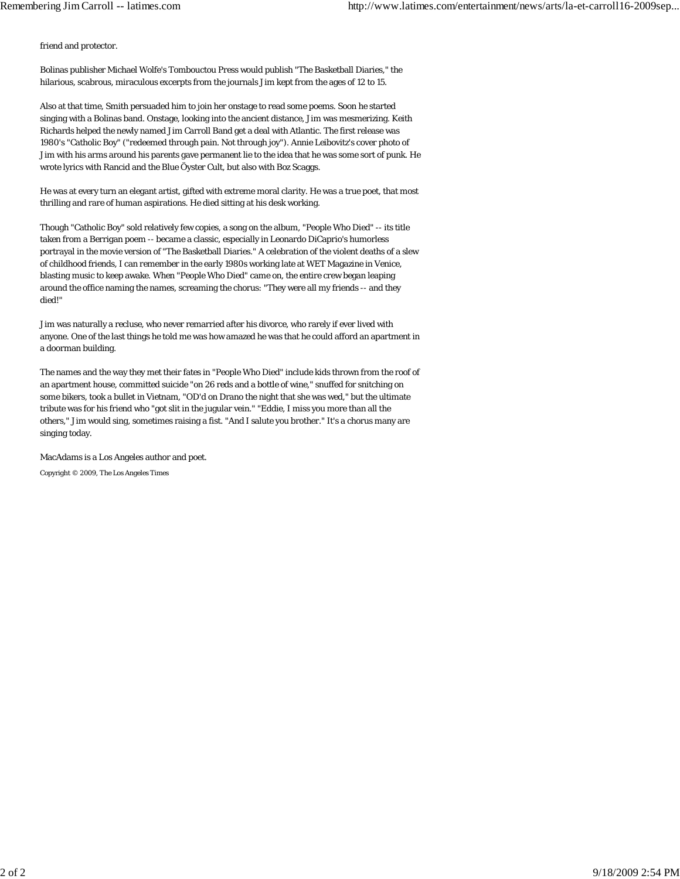friend and protector.

Bolinas publisher Michael Wolfe's Tombouctou Press would publish "The Basketball Diaries," the hilarious, scabrous, miraculous excerpts from the journals Jim kept from the ages of 12 to 15.

Also at that time, Smith persuaded him to join her onstage to read some poems. Soon he started singing with a Bolinas band. Onstage, looking into the ancient distance, Jim was mesmerizing. Keith Richards helped the newly named Jim Carroll Band get a deal with Atlantic. The first release was 1980's "Catholic Boy" ("redeemed through pain. Not through joy"). Annie Leibovitz's cover photo of Jim with his arms around his parents gave permanent lie to the idea that he was some sort of punk. He wrote lyrics with Rancid and the Blue Öyster Cult, but also with Boz Scaggs.

He was at every turn an elegant artist, gifted with extreme moral clarity. He was a true poet, that most thrilling and rare of human aspirations. He died sitting at his desk working.

Though "Catholic Boy" sold relatively few copies, a song on the album, "People Who Died" -- its title taken from a Berrigan poem -- became a classic, especially in Leonardo DiCaprio's humorless portrayal in the movie version of "The Basketball Diaries." A celebration of the violent deaths of a slew of childhood friends, I can remember in the early 1980s working late at WET Magazine in Venice, blasting music to keep awake. When "People Who Died" came on, the entire crew began leaping around the office naming the names, screaming the chorus: "They were all my friends -- and they died!"

Jim was naturally a recluse, who never remarried after his divorce, who rarely if ever lived with anyone. One of the last things he told me was how amazed he was that he could afford an apartment in a doorman building.

The names and the way they met their fates in "People Who Died" include kids thrown from the roof of an apartment house, committed suicide "on 26 reds and a bottle of wine," snuffed for snitching on some bikers, took a bullet in Vietnam, "OD'd on Drano the night that she was wed," but the ultimate tribute was for his friend who "got slit in the jugular vein." "Eddie, I miss you more than all the others," Jim would sing, sometimes raising a fist. "And I salute you brother." It's a chorus many are singing today.

MacAdams is a Los Angeles author and poet.

Copyright © 2009, The Los Angeles Times